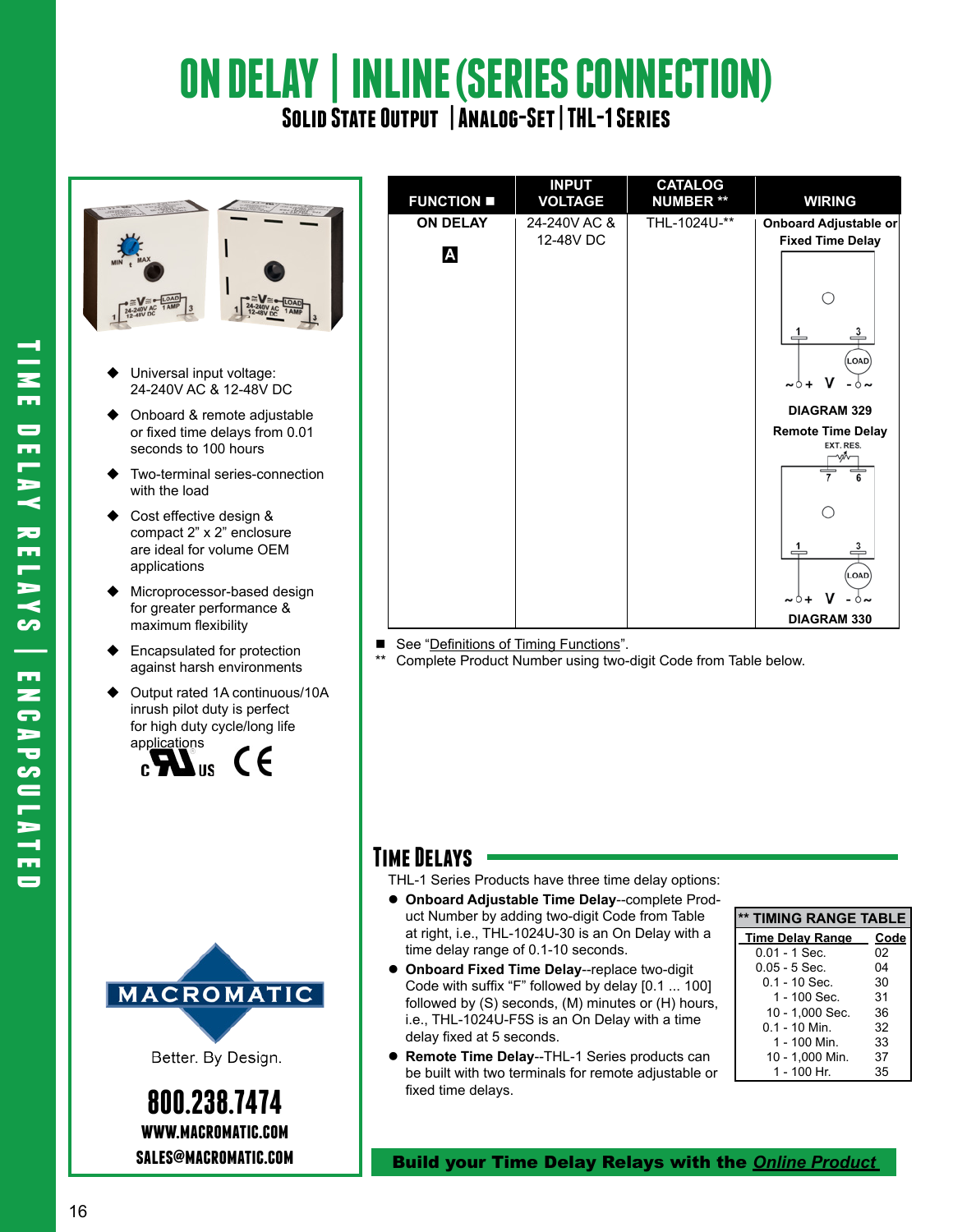# ON DELAY | INLINE (SERIES CONNECTION)

## Solid State Output | Analog-Set | THL-1 Series

- Universal input voltage: 24-240V AC & 12-48V DC
- Onboard & remote adjustable or fixed time delays from 0.01 seconds to 100 hours
- Two-terminal series-connection with the load
- Cost effective design & compact 2" x 2" enclosure are ideal for volume OEM applications
- Microprocessor-based design for greater performance & maximum flexibility
- Encapsulated for protection against harsh environments
- Output rated 1A continuous/10A inrush pilot duty is perfect for high duty cycle/long life applications

| FUNCTION ■ | INPUT VOLTAGE | CATALOG NUMBER ** | WIRING |
|---|---|---|---|
| ON DELAY A | 24-240V AC & 12-48V DC | THL-1024U-** | Onboard Adjustable or Fixed Time Delay: DIAGRAM 329; Remote Time Delay: DIAGRAM 330 |

■ See "Definitions of Timing Functions".
** Complete Product Number using two-digit Code from Table below.

## Time Delays

THL-1 Series Products have three time delay options:

- **Onboard Adjustable Time Delay**--complete Product Number by adding two-digit Code from Table at right, i.e., THL-1024U-30 is an On Delay with a time delay range of 0.1-10 seconds.
- **Onboard Fixed Time Delay**--replace two-digit Code with suffix "F" followed by delay [0.1 ... 100] followed by (S) seconds, (M) minutes or (H) hours, i.e., THL-1024U-F5S is an On Delay with a time delay fixed at 5 seconds.
- **Remote Time Delay**--THL-1 Series products can be built with two terminals for remote adjustable or fixed time delays.

** TIMING RANGE TABLE

| Time Delay Range | Code |
|---|---|
| 0.01 - 1 Sec. | 02 |
| 0.05 - 5 Sec. | 04 |
| 0.1 - 10 Sec. | 30 |
| 1 - 100 Sec. | 31 |
| 10 - 1,000 Sec. | 36 |
| 0.1 - 10 Min. | 32 |
| 1 - 100 Min. | 33 |
| 10 - 1,000 Min. | 37 |
| 1 - 100 Hr. | 35 |

MACROMATIC
Better. By Design.
800.238.7474
WWW.MACROMATIC.COM
SALES@MACROMATIC.COM

**Build your Time Delay Relays with the *Online Product***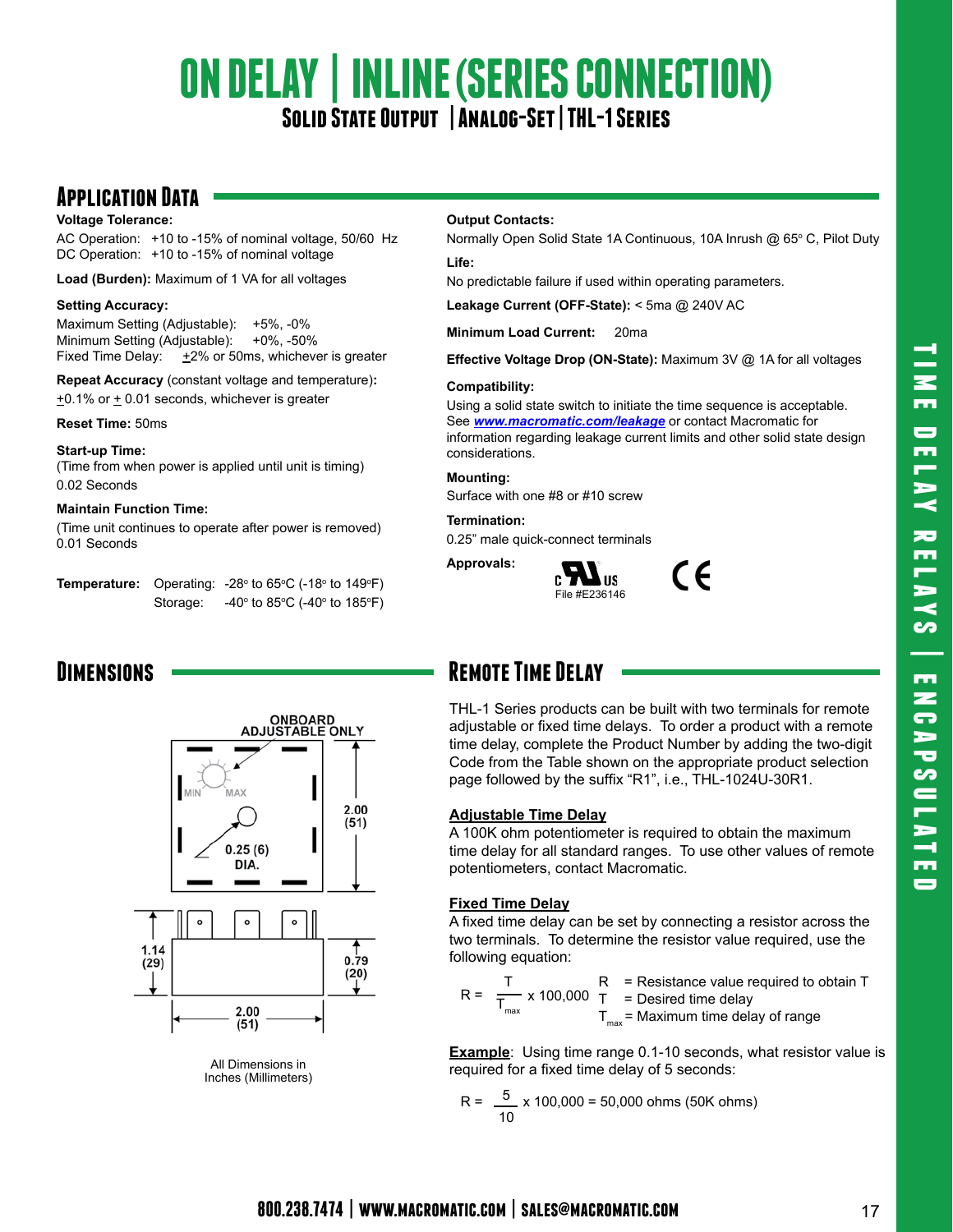# ON DELAY | INLINE (SERIES CONNECTION)

## Solid State Output | Analog-Set | THL-1 Series

## Application Data

**Voltage Tolerance:**

AC Operation: +10 to -15% of nominal voltage, 50/60 Hz
DC Operation: +10 to -15% of nominal voltage

**Load (Burden):** Maximum of 1 VA for all voltages

**Setting Accuracy:**

Maximum Setting (Adjustable): +5%, -0%
Minimum Setting (Adjustable): +0%, -50%
Fixed Time Delay: ±2% or 50ms, whichever is greater

**Repeat Accuracy** (constant voltage and temperature)**:**
±0.1% or ± 0.01 seconds, whichever is greater

**Reset Time:** 50ms

**Start-up Time:**
(Time from when power is applied until unit is timing)
0.02 Seconds

**Maintain Function Time:**
(Time unit continues to operate after power is removed)
0.01 Seconds

**Temperature:** Operating: -28° to 65°C (-18° to 149°F)
Storage: -40° to 85°C (-40° to 185°F)

**Output Contacts:**
Normally Open Solid State 1A Continuous, 10A Inrush @ 65° C, Pilot Duty

**Life:**
No predictable failure if used within operating parameters.

**Leakage Current (OFF-State):** < 5ma @ 240V AC

**Minimum Load Current:** 20ma

**Effective Voltage Drop (ON-State):** Maximum 3V @ 1A for all voltages

**Compatibility:**
Using a solid state switch to initiate the time sequence is acceptable. See ***www.macromatic.com/leakage*** or contact Macromatic for information regarding leakage current limits and other solid state design considerations.

**Mounting:**
Surface with one #8 or #10 screw

**Termination:**
0.25" male quick-connect terminals

**Approvals:** c UL us File #E236146 CE

## Dimensions

ONBOARD ADJUSTABLE ONLY

MIN MAX

0.25 (6) DIA.

2.00 (51)

1.14 (29)

0.79 (20)

2.00 (51)

All Dimensions in Inches (Millimeters)

## Remote Time Delay

THL-1 Series products can be built with two terminals for remote adjustable or fixed time delays. To order a product with a remote time delay, complete the Product Number by adding the two-digit Code from the Table shown on the appropriate product selection page followed by the suffix "R1", i.e., THL-1024U-30R1.

**Adjustable Time Delay**
A 100K ohm potentiometer is required to obtain the maximum time delay for all standard ranges. To use other values of remote potentiometers, contact Macromatic.

**Fixed Time Delay**
A fixed time delay can be set by connecting a resistor across the two terminals. To determine the resistor value required, use the following equation:

$$R = \frac{T}{T_{max}} \times 100{,}000$$

R = Resistance value required to obtain T
T = Desired time delay
$T_{max}$ = Maximum time delay of range

**Example**: Using time range 0.1-10 seconds, what resistor value is required for a fixed time delay of 5 seconds:

$$R = \frac{5}{10} \times 100{,}000 = 50{,}000 \text{ ohms (50K ohms)}$$